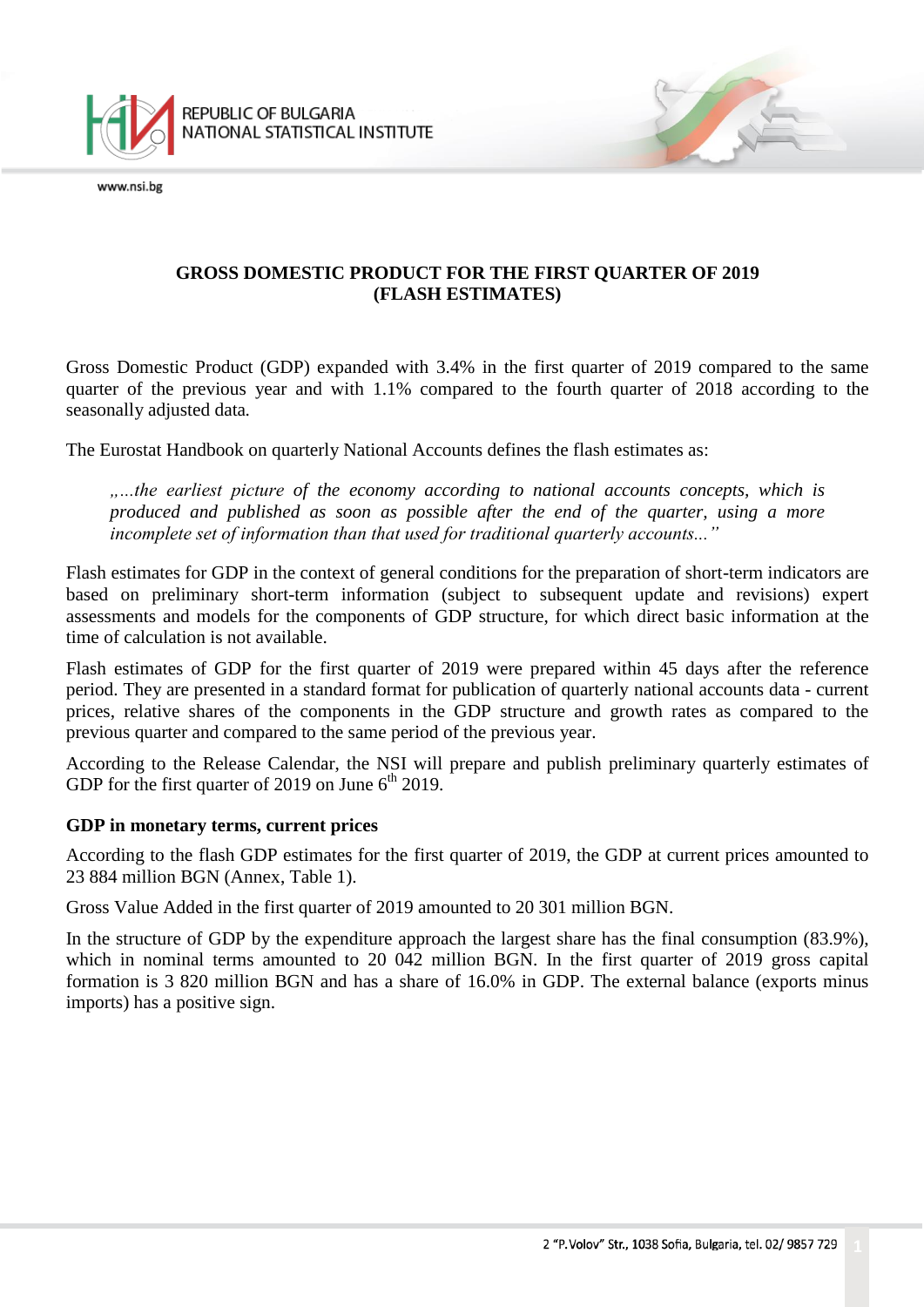# GROSS DOMESTIC PRODUCT FOR THE FIRST QUARTER OF 2019 (FLASH ESTIMATES)

Gross Domestic Product (GDP) expanded with 3.4% in the first quarter of 2019 compared to the same quarter of the previous year and with 1.1% compared to the fourth quarter of 2018 according to the seasonally adjusted data.

The Eurostat Handbook on quarterly National Accounts defines the flash estimates as:

> *„...the earliest picture of the economy according to national accounts concepts, which is produced and published as soon as possible after the end of the quarter, using a more incomplete set of information than that used for traditional quarterly accounts...”*

Flash estimates for GDP in the context of general conditions for the preparation of short-term indicators are based on preliminary short-term information (subject to subsequent update and revisions) expert assessments and models for the components of GDP structure, for which direct basic information at the time of calculation is not available.

Flash estimates of GDP for the first quarter of 2019 were prepared within 45 days after the reference period. They are presented in a standard format for publication of quarterly national accounts data - current prices, relative shares of the components in the GDP structure and growth rates as compared to the previous quarter and compared to the same period of the previous year.

According to the Release Calendar, the NSI will prepare and publish preliminary quarterly estimates of GDP for the first quarter of 2019 on June 6th 2019.

**GDP in monetary terms, current prices**

According to the flash GDP estimates for the first quarter of 2019, the GDP at current prices amounted to 23 884 million BGN (Annex, Table 1).

Gross Value Added in the first quarter of 2019 amounted to 20 301 million BGN.

In the structure of GDP by the expenditure approach the largest share has the final consumption (83.9%), which in nominal terms amounted to 20 042 million BGN. In the first quarter of 2019 gross capital formation is 3 820 million BGN and has a share of 16.0% in GDP. The external balance (exports minus imports) has a positive sign.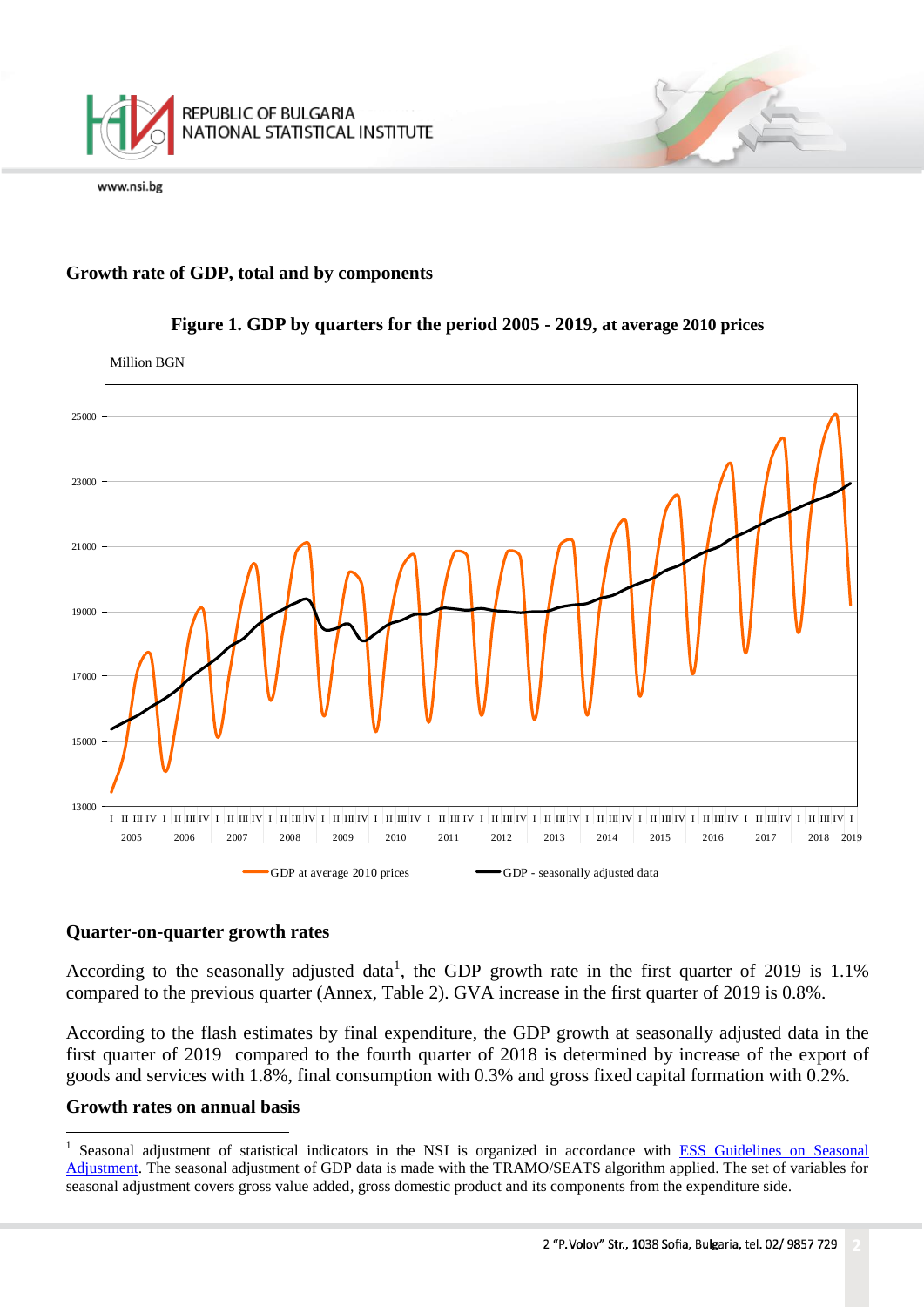## Growth rate of GDP, total and by components

**Figure 1. GDP by quarters for the period 2005 - 2019, at average 2010 prices**

## Quarter-on-quarter growth rates

According to the seasonally adjusted data[1], the GDP growth rate in the first quarter of 2019 is 1.1% compared to the previous quarter (Annex, Table 2). GVA increase in the first quarter of 2019 is 0.8%.

According to the flash estimates by final expenditure, the GDP growth at seasonally adjusted data in the first quarter of 2019 compared to the fourth quarter of 2018 is determined by increase of the export of goods and services with 1.8%, final consumption with 0.3% and gross fixed capital formation with 0.2%.

## Growth rates on annual basis

---

[1] Seasonal adjustment of statistical indicators in the NSI is organized in accordance with ESS Guidelines on Seasonal Adjustment. The seasonal adjustment of GDP data is made with the TRAMO/SEATS algorithm applied. The set of variables for seasonal adjustment covers gross value added, gross domestic product and its components from the expenditure side.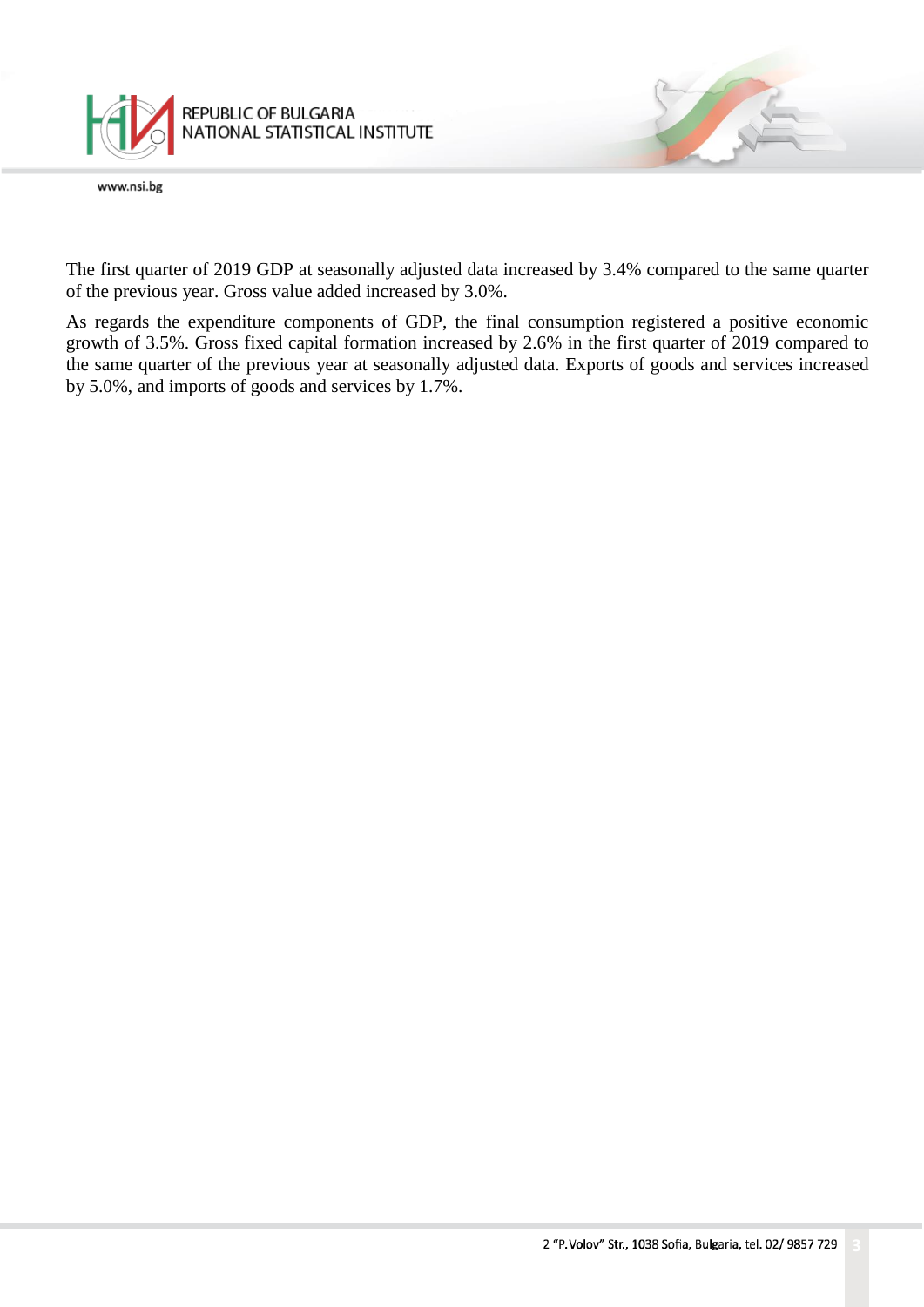The first quarter of 2019 GDP at seasonally adjusted data increased by 3.4% compared to the same quarter of the previous year. Gross value added increased by 3.0%.

As regards the expenditure components of GDP, the final consumption registered a positive economic growth of 3.5%. Gross fixed capital formation increased by 2.6% in the first quarter of 2019 compared to the same quarter of the previous year at seasonally adjusted data. Exports of goods and services increased by 5.0%, and imports of goods and services by 1.7%.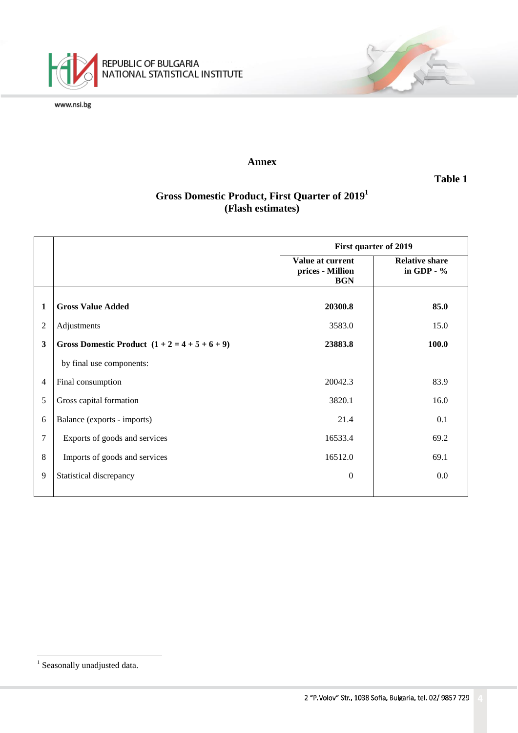## Annex

**Table 1**

**Gross Domestic Product, First Quarter of 2019[1]**
**(Flash estimates)**

| | | First quarter of 2019 | |
|---|---|---|---|
| | | **Value at current prices - Million BGN** | **Relative share in GDP - %** |
| **1** | **Gross Value Added** | **20300.8** | **85.0** |
| 2 | Adjustments | 3583.0 | 15.0 |
| **3** | **Gross Domestic Product (1 + 2 = 4 + 5 + 6 + 9)** | **23883.8** | **100.0** |
| | by final use components: | | |
| 4 | Final consumption | 20042.3 | 83.9 |
| 5 | Gross capital formation | 3820.1 | 16.0 |
| 6 | Balance (exports - imports) | 21.4 | 0.1 |
| 7 | Exports of goods and services | 16533.4 | 69.2 |
| 8 | Imports of goods and services | 16512.0 | 69.1 |
| 9 | Statistical discrepancy | 0 | 0.0 |

[1] Seasonally unadjusted data.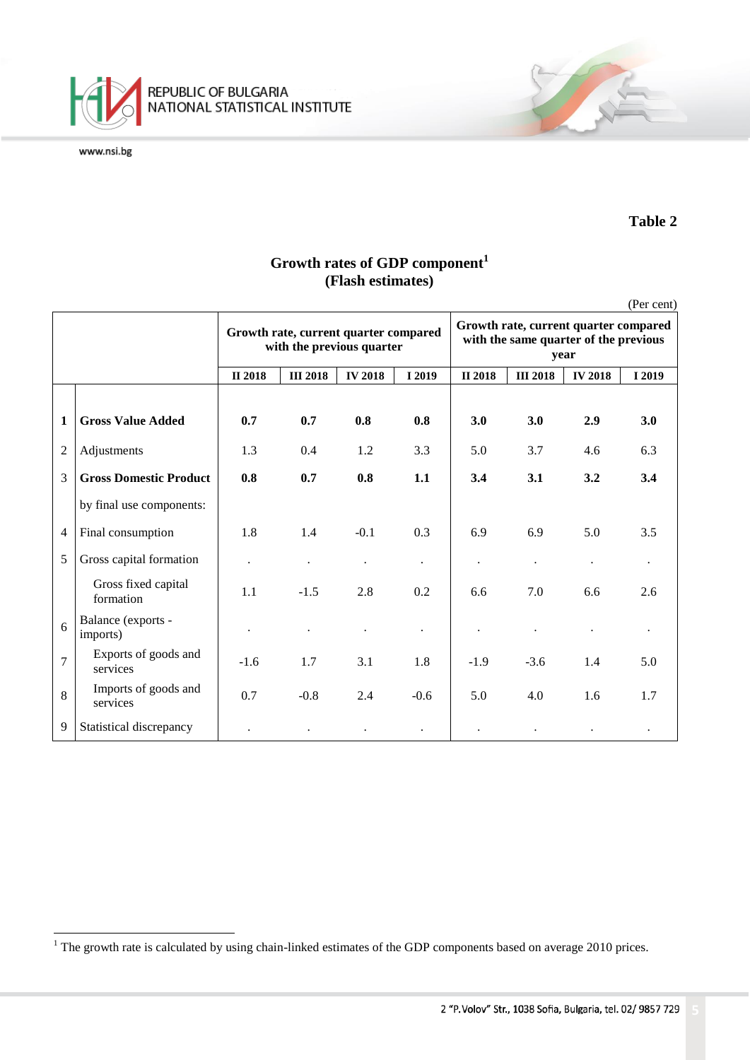**Table 2**

## Growth rates of GDP component[1]
## (Flash estimates)

(Per cent)

| | | Growth rate, current quarter compared with the previous quarter | | | | Growth rate, current quarter compared with the same quarter of the previous year | | | |
|---|---|---|---|---|---|---|---|---|---|
| | | II 2018 | III 2018 | IV 2018 | I 2019 | II 2018 | III 2018 | IV 2018 | I 2019 |
| 1 | **Gross Value Added** | **0.7** | **0.7** | **0.8** | **0.8** | **3.0** | **3.0** | **2.9** | **3.0** |
| 2 | Adjustments | 1.3 | 0.4 | 1.2 | 3.3 | 5.0 | 3.7 | 4.6 | 6.3 |
| 3 | **Gross Domestic Product** | **0.8** | **0.7** | **0.8** | **1.1** | **3.4** | **3.1** | **3.2** | **3.4** |
| | by final use components: | | | | | | | | |
| 4 | Final consumption | 1.8 | 1.4 | -0.1 | 0.3 | 6.9 | 6.9 | 5.0 | 3.5 |
| 5 | Gross capital formation | . | . | . | . | . | . | . | . |
| | Gross fixed capital formation | 1.1 | -1.5 | 2.8 | 0.2 | 6.6 | 7.0 | 6.6 | 2.6 |
| 6 | Balance (exports - imports) | . | . | . | . | . | . | . | . |
| 7 | Exports of goods and services | -1.6 | 1.7 | 3.1 | 1.8 | -1.9 | -3.6 | 1.4 | 5.0 |
| 8 | Imports of goods and services | 0.7 | -0.8 | 2.4 | -0.6 | 5.0 | 4.0 | 1.6 | 1.7 |
| 9 | Statistical discrepancy | . | . | . | . | . | . | . | . |

[1] The growth rate is calculated by using chain-linked estimates of the GDP components based on average 2010 prices.